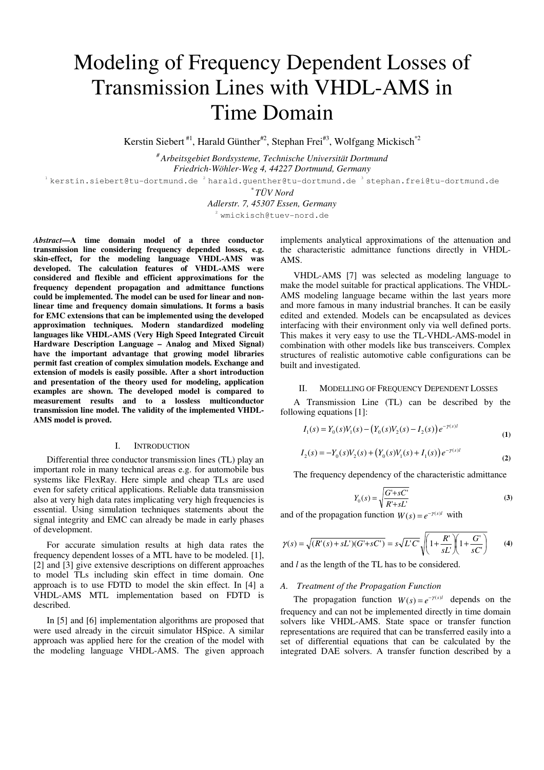# Modeling of Frequency Dependent Losses of Transmission Lines with VHDL-AMS in Time Domain

Kerstin Siebert [#1], Harald Günther[#2], Stephan Frei[#3], Wolfgang Mickisch[*2]

[#] *Arbeitsgebiet Bordsysteme, Technische Universität Dortmund*
*Friedrich-Wöhler-Weg 4, 44227 Dortmund, Germany*

[1] kerstin.siebert@tu-dortmund.de [2] harald.guenther@tu-dortmund.de [3] stephan.frei@tu-dortmund.de

[*] *TÜV Nord*
*Adlerstr. 7, 45307 Essen, Germany*

[2] wmickisch@tuev-nord.de

***Abstract*—A time domain model of a three conductor transmission line considering frequency depended losses, e.g. skin-effect, for the modeling language VHDL-AMS was developed. The calculation features of VHDL-AMS were considered and flexible and efficient approximations for the frequency dependent propagation and admittance functions could be implemented. The model can be used for linear and non-linear time and frequency domain simulations. It forms a basis for EMC extensions that can be implemented using the developed approximation techniques. Modern standardized modeling languages like VHDL-AMS (Very High Speed Integrated Circuit Hardware Description Language – Analog and Mixed Signal) have the important advantage that growing model libraries permit fast creation of complex simulation models. Exchange and extension of models is easily possible. After a short introduction and presentation of the theory used for modeling, application examples are shown. The developed model is compared to measurement results and to a lossless multiconductor transmission line model. The validity of the implemented VHDL-AMS model is proved.**

## I. Introduction

Differential three conductor transmission lines (TL) play an important role in many technical areas e.g. for automobile bus systems like FlexRay. Here simple and cheap TLs are used even for safety critical applications. Reliable data transmission also at very high data rates implicating very high frequencies is essential. Using simulation techniques statements about the signal integrity and EMC can already be made in early phases of development.

For accurate simulation results at high data rates the frequency dependent losses of a MTL have to be modeled. [1], [2] and [3] give extensive descriptions on different approaches to model TLs including skin effect in time domain. One approach is to use FDTD to model the skin effect. In [4] a VHDL-AMS MTL implementation based on FDTD is described.

In [5] and [6] implementation algorithms are proposed that were used already in the circuit simulator HSpice. A similar approach was applied here for the creation of the model with the modeling language VHDL-AMS. The given approach implements analytical approximations of the attenuation and the characteristic admittance functions directly in VHDL-AMS.

VHDL-AMS [7] was selected as modeling language to make the model suitable for practical applications. The VHDL-AMS modeling language became within the last years more and more famous in many industrial branches. It can be easily edited and extended. Models can be encapsulated as devices interfacing with their environment only via well defined ports. This makes it very easy to use the TL-VHDL-AMS-model in combination with other models like bus transceivers. Complex structures of realistic automotive cable configurations can be built and investigated.

## II. Modelling of Frequency Dependent Losses

A Transmission Line (TL) can be described by the following equations [1]:

$$I_1(s) = Y_0(s)V_1(s) - \left(Y_0(s)V_2(s) - I_2(s)\right)e^{-\gamma(s)l} \tag{1}$$

$$I_2(s) = -Y_0(s)V_2(s) + \left(Y_0(s)V_1(s) + I_1(s)\right)e^{-\gamma(s)l} \tag{2}$$

The frequency dependency of the characteristic admittance

$$Y_0(s) = \sqrt{\frac{G' + sC'}{R' + sL'}} \tag{3}$$

and of the propagation function $W(s) = e^{-\gamma(s)l}$ with

$$\gamma(s) = \sqrt{(R'(s) + sL')(G' + sC')} = s\sqrt{L'C'}\sqrt{\left(1 + \frac{R'}{sL'}\right)\left(1 + \frac{G'}{sC'}\right)} \tag{4}$$

and $l$ as the length of the TL has to be considered.

### A. Treatment of the Propagation Function

The propagation function $W(s) = e^{-\gamma(s)l}$ depends on the frequency and can not be implemented directly in time domain solvers like VHDL-AMS. State space or transfer function representations are required that can be transferred easily into a set of differential equations that can be calculated by the integrated DAE solvers. A transfer function described by a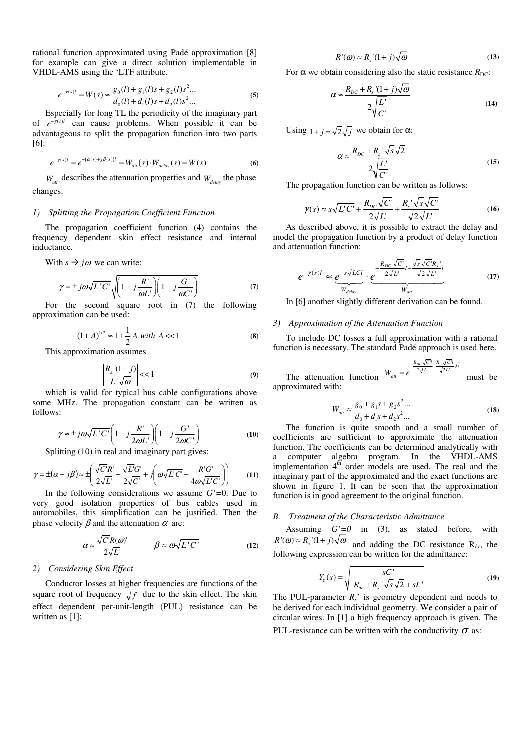rational function approximated using Padé approximation [8] for example can give a direct solution implementable in VHDL-AMS using the 'LTF attribute.

$$e^{-\gamma(s)l} = W(s) \approx \frac{g_0(l) + g_1(l)s + g_2(l)s^2 ...}{d_0(l) + d_1(l)s + d_2(l)s^2 ...} \quad (5)$$

Especially for long TL the periodicity of the imaginary part of $e^{-\gamma(s)l}$ can cause problems. When possible it can be advantageous to split the propagation function into two parts [6]:

$$e^{-\gamma(s)l} = e^{-(\alpha(s)+j\beta(s))l} = W_{att}(s) \cdot W_{delay}(s) = W(s) \quad (6)$$

$W_{att}$ describes the attenuation properties and $W_{delay}$ the phase changes.

### 1) Splitting the Propagation Coefficient Function

The propagation coefficient function (4) contains the frequency dependent skin effect resistance and internal inductance.

With $s \rightarrow j\omega$ we can write:

$$\gamma = \pm j\omega\sqrt{L'C'}\sqrt{\left(1 - j\frac{R'}{\omega L'}\right)\left(1 - j\frac{G'}{\omega C'}\right)} \quad (7)$$

For the second square root in (7) the following approximation can be used:

$$(1 + A)^{1/2} \approx 1 + \frac{1}{2}A \;\; with \;\; A << 1 \quad (8)$$

This approximation assumes

$$\left|\frac{R_s'(1-j)}{L'\sqrt{\omega}}\right| << 1 \quad (9)$$

which is valid for typical bus cable configurations above some MHz. The propagation constant can be written as follows:

$$\gamma \approx \pm j\omega\sqrt{L'C'}\left(1 - j\frac{R'}{2\omega L'}\right)\left(1 - j\frac{G'}{2\omega C'}\right) \quad (10)$$

Splitting (10) in real and imaginary part gives:

$$\gamma = \pm(\alpha + j\beta) \approx \pm\left(\frac{\sqrt{C'}R'}{2\sqrt{L'}} + \frac{\sqrt{L'}G'}{2\sqrt{C'}} + j\left(\omega\sqrt{L'C'} - \frac{R'G'}{4\omega\sqrt{L'C'}}\right)\right) \quad (11)$$

In the following considerations we assume $G'=0$. Due to very good isolation properties of bus cables used in automobiles, this simplification can be justified. Then the phase velocity $\beta$ and the attenuation $\alpha$ are:

$$\alpha \approx \frac{\sqrt{C'}R(\omega)'}{2\sqrt{L'}} \qquad \beta \approx \omega\sqrt{L'C'} \quad (12)$$

### 2) Considering Skin Effect

Conductor losses at higher frequencies are functions of the square root of frequency $\sqrt{f}$ due to the skin effect. The skin effect dependent per-unit-length (PUL) resistance can be written as [1]:

$$R'(\omega) \approx R_s'(1 + j)\sqrt{\omega} \quad (13)$$

For $\alpha$ we obtain considering also the static resistance $R_{DC}$:

$$\alpha \approx \frac{R_{DC} + R_s'(1 + j)\sqrt{\omega}}{2\sqrt{\frac{L'}{C'}}} \quad (14)$$

Using $1 + j = \sqrt{2}\sqrt{j}$ we obtain for $\alpha$:

$$\alpha \approx \frac{R_{DC} + R_s'\sqrt{s}\sqrt{2}}{2\sqrt{\frac{L'}{C'}}} \quad (15)$$

The propagation function can be written as follows:

$$\gamma(s) \approx s\sqrt{L'C'} + \frac{R_{DC}\sqrt{C'}}{2\sqrt{L'}} + \frac{R_s'\sqrt{s}\sqrt{C'}}{\sqrt{2}\sqrt{L'}} \quad (16)$$

As described above, it is possible to extract the delay and model the propagation function by a product of delay function and attenuation function:

$$e^{-\gamma(s)l} \approx \underbrace{e^{-s\sqrt{LC}l}}_{W_{delay}} \cdot \underbrace{e^{-\frac{R_{DC}\sqrt{C'}}{2\sqrt{L'}}l - \frac{\sqrt{s}\sqrt{C'}R_s'}{\sqrt{2}\sqrt{L'}}l}}_{W_{att}} \quad (17)$$

In [6] another slightly different derivation can be found.

### 3) Approximation of the Attenuation Function

To include DC losses a full approximation with a rational function is necessary. The standard Padé approach is used here.

The attenuation function $W_{att} = e^{-\frac{R_{DC}\sqrt{C'}l}{2\sqrt{L'}} - \frac{R_s'\sqrt{C'}l}{\sqrt{2}L'}\sqrt{s}}$ must be approximated with:

$$W_{att} \approx \frac{g_0 + g_1 s + g_2 s^2 ...}{d_0 + d_1 s + d_2 s^2 ...} \quad (18)$$

The function is quite smooth and a small number of coefficients are sufficient to approximate the attenuation function. The coefficients can be determined analytically with a computer algebra program. In the VHDL-AMS implementation 4[th] order models are used. The real and the imaginary part of the approximated and the exact functions are shown in figure 1. It can be seen that the approximation function is in good agreement to the original function.

## B. Treatment of the Characteristic Admittance

Assuming $G'=0$ in (3), as stated before, with $R'(\omega) \approx R_s'(1 + j)\sqrt{\omega}$ and adding the DC resistance $R_{dc}$, the following expression can be written for the admittance:

$$Y_0(s) = \sqrt{\frac{sC'}{R_{dc} + R_s'\sqrt{s}\sqrt{2} + sL'}} \quad (19)$$

The PUL-parameter $R_s$' is geometry dependent and needs to be derived for each individual geometry. We consider a pair of circular wires. In [1] a high frequency approach is given. The PUL-resistance can be written with the conductivity $\sigma$ as: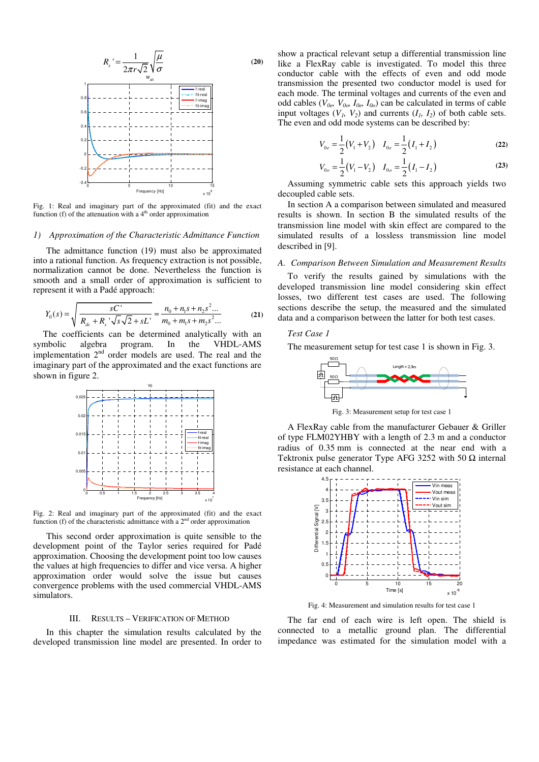$$R_s' = \frac{1}{2\pi r\sqrt{2}}\sqrt{\frac{\mu}{\sigma}} \tag{20}$$

Fig. 1: Real and imaginary part of the approximated (fit) and the exact function (f) of the attenuation with a 4th order approximation

### 1) Approximation of the Characteristic Admittance Function

The admittance function (19) must also be approximated into a rational function. As frequency extraction is not possible, normalization cannot be done. Nevertheless the function is smooth and a small order of approximation is sufficient to represent it with a Padé approach:

$$Y_0(s) = \sqrt{\frac{sC'}{R_{dc} + R_s'\sqrt{s}\sqrt{2} + sL'}} \approx \frac{n_0 + n_1 s + n_2 s^2 \ldots}{m_0 + m_1 s + m_2 s^2 \ldots} \tag{21}$$

The coefficients can be determined analytically with an symbolic algebra program. In the VHDL-AMS implementation 2nd order models are used. The real and the imaginary part of the approximated and the exact functions are shown in figure 2.

Fig. 2: Real and imaginary part of the approximated (fit) and the exact function (f) of the characteristic admittance with a 2nd order approximation

This second order approximation is quite sensible to the development point of the Taylor series required for Padé approximation. Choosing the development point too low causes the values at high frequencies to differ and vice versa. A higher approximation order would solve the issue but causes convergence problems with the used commercial VHDL-AMS simulators.

## III. RESULTS – VERIFICATION OF METHOD

In this chapter the simulation results calculated by the developed transmission line model are presented. In order to show a practical relevant setup a differential transmission line like a FlexRay cable is investigated. To model this three conductor cable with the effects of even and odd mode transmission the presented two conductor model is used for each mode. The terminal voltages and currents of the even and odd cables ($V_{0e}$, $V_{0o}$, $I_{0e}$, $I_{0o}$) can be calculated in terms of cable input voltages ($V_1$, $V_2$) and currents ($I_1$, $I_2$) of both cable sets. The even and odd mode systems can be described by:

$$V_{0e} = \frac{1}{2}(V_1 + V_2) \quad I_{0e} = \frac{1}{2}(I_1 + I_2) \tag{22}$$

$$V_{0o} = \frac{1}{2}(V_1 - V_2) \quad I_{0o} = \frac{1}{2}(I_1 - I_2) \tag{23}$$

Assuming symmetric cable sets this approach yields two decoupled cable sets.

In section A a comparison between simulated and measured results is shown. In section B the simulated results of the transmission line model with skin effect are compared to the simulated results of a lossless transmission line model described in [9].

### A. Comparison Between Simulation and Measurement Results

To verify the results gained by simulations with the developed transmission line model considering skin effect losses, two different test cases are used. The following sections describe the setup, the measured and the simulated data and a comparison between the latter for both test cases.

#### Test Case 1

The measurement setup for test case 1 is shown in Fig. 3.

Fig. 3: Measurement setup for test case 1

A FlexRay cable from the manufacturer Gebauer & Griller of type FLM02YHBY with a length of 2.3 m and a conductor radius of 0.35 mm is connected at the near end with a Tektronix pulse generator Type AFG 3252 with 50 Ω internal resistance at each channel.

Fig. 4: Measurement and simulation results for test case 1

The far end of each wire is left open. The shield is connected to a metallic ground plan. The differential impedance was estimated for the simulation model with a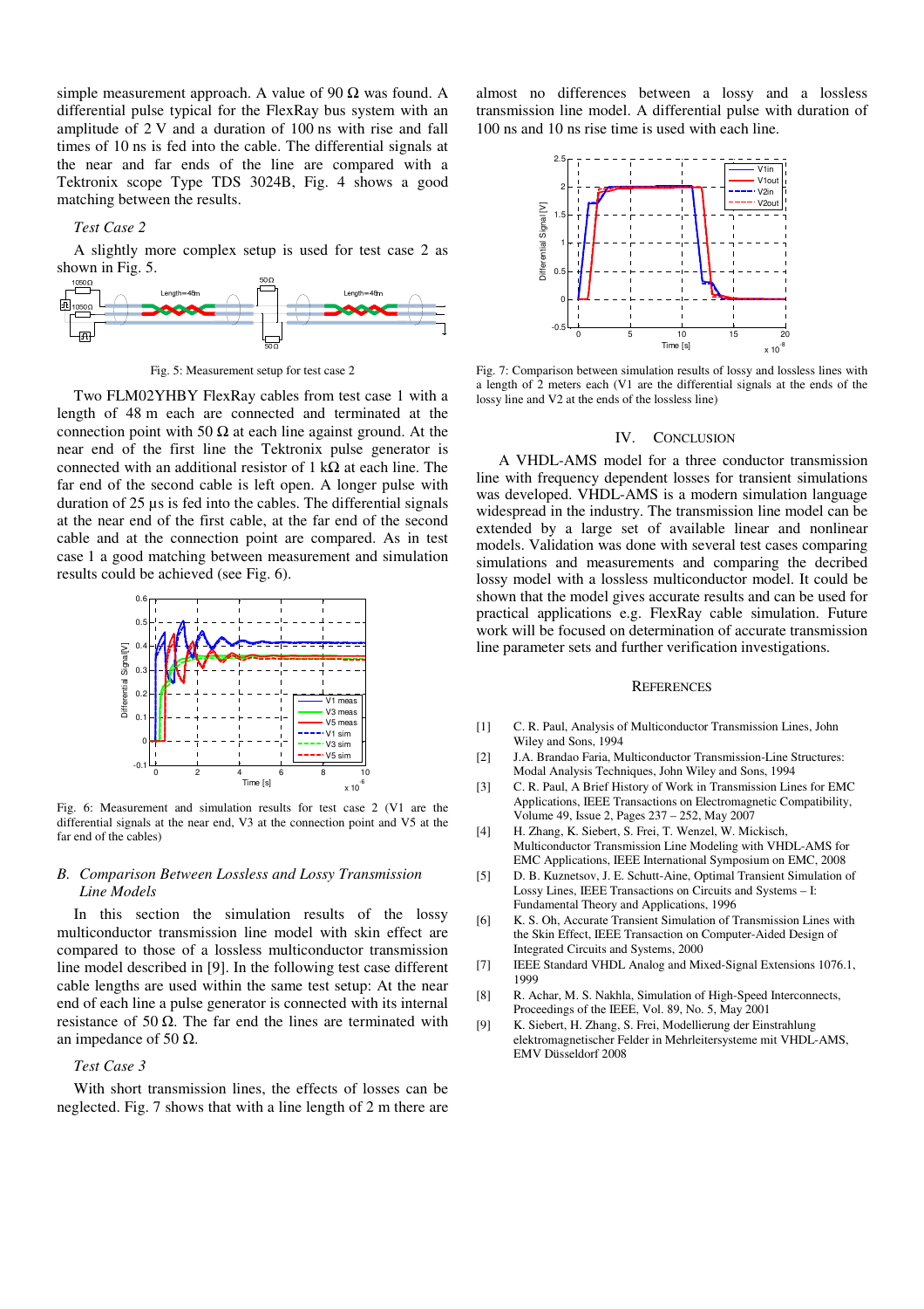simple measurement approach. A value of 90 Ω was found. A differential pulse typical for the FlexRay bus system with an amplitude of 2 V and a duration of 100 ns with rise and fall times of 10 ns is fed into the cable. The differential signals at the near and far ends of the line are compared with a Tektronix scope Type TDS 3024B, Fig. 4 shows a good matching between the results.

*Test Case 2*

A slightly more complex setup is used for test case 2 as shown in Fig. 5.

1050Ω
1050Ω
Length=48m
50Ω
50Ω
Length=48m

Fig. 5: Measurement setup for test case 2

Two FLM02YHBY FlexRay cables from test case 1 with a length of 48 m each are connected and terminated at the connection point with 50 Ω at each line against ground. At the near end of the first line the Tektronix pulse generator is connected with an additional resistor of 1 kΩ at each line. The far end of the second cable is left open. A longer pulse with duration of 25 µs is fed into the cables. The differential signals at the near end of the first cable, at the far end of the second cable and at the connection point are compared. As in test case 1 a good matching between measurement and simulation results could be achieved (see Fig. 6).

Differential Signal [V]
Time [s]
x 10^-6
V1 meas
V3 meas
V5 meas
V1 sim
V3 sim
V5 sim

Fig. 6: Measurement and simulation results for test case 2 (V1 are the differential signals at the near end, V3 at the connection point and V5 at the far end of the cables)

## B. *Comparison Between Lossless and Lossy Transmission Line Models*

In this section the simulation results of the lossy multiconductor transmission line model with skin effect are compared to those of a lossless multiconductor transmission line model described in [9]. In the following test case different cable lengths are used within the same test setup: At the near end of each line a pulse generator is connected with its internal resistance of 50 Ω. The far end the lines are terminated with an impedance of 50 Ω.

*Test Case 3*

With short transmission lines, the effects of losses can be neglected. Fig. 7 shows that with a line length of 2 m there are almost no differences between a lossy and a lossless transmission line model. A differential pulse with duration of 100 ns and 10 ns rise time is used with each line.

Differential Signal [V]
Time [s]
x 10^-8
V1in
V1out
V2in
V2out

Fig. 7: Comparison between simulation results of lossy and lossless lines with a length of 2 meters each (V1 are the differential signals at the ends of the lossy line and V2 at the ends of the lossless line)

## IV. Conclusion

A VHDL-AMS model for a three conductor transmission line with frequency dependent losses for transient simulations was developed. VHDL-AMS is a modern simulation language widespread in the industry. The transmission line model can be extended by a large set of available linear and nonlinear models. Validation was done with several test cases comparing simulations and measurements and comparing the decribed lossy model with a lossless multiconductor model. It could be shown that the model gives accurate results and can be used for practical applications e.g. FlexRay cable simulation. Future work will be focused on determination of accurate transmission line parameter sets and further verification investigations.

## References

[1] C. R. Paul, Analysis of Multiconductor Transmission Lines, John Wiley and Sons, 1994

[2] J.A. Brandao Faria, Multiconductor Transmission-Line Structures: Modal Analysis Techniques, John Wiley and Sons, 1994

[3] C. R. Paul, A Brief History of Work in Transmission Lines for EMC Applications, IEEE Transactions on Electromagnetic Compatibility, Volume 49, Issue 2, Pages 237 – 252, May 2007

[4] H. Zhang, K. Siebert, S. Frei, T. Wenzel, W. Mickisch, Multiconductor Transmission Line Modeling with VHDL-AMS for EMC Applications, IEEE International Symposium on EMC, 2008

[5] D. B. Kuznetsov, J. E. Schutt-Aine, Optimal Transient Simulation of Lossy Lines, IEEE Transactions on Circuits and Systems – I: Fundamental Theory and Applications, 1996

[6] K. S. Oh, Accurate Transient Simulation of Transmission Lines with the Skin Effect, IEEE Transaction on Computer-Aided Design of Integrated Circuits and Systems, 2000

[7] IEEE Standard VHDL Analog and Mixed-Signal Extensions 1076.1, 1999

[8] R. Achar, M. S. Nakhla, Simulation of High-Speed Interconnects, Proceedings of the IEEE, Vol. 89, No. 5, May 2001

[9] K. Siebert, H. Zhang, S. Frei, Modellierung der Einstrahlung elektromagnetischer Felder in Mehrleitersysteme mit VHDL-AMS, EMV Düsseldorf 2008